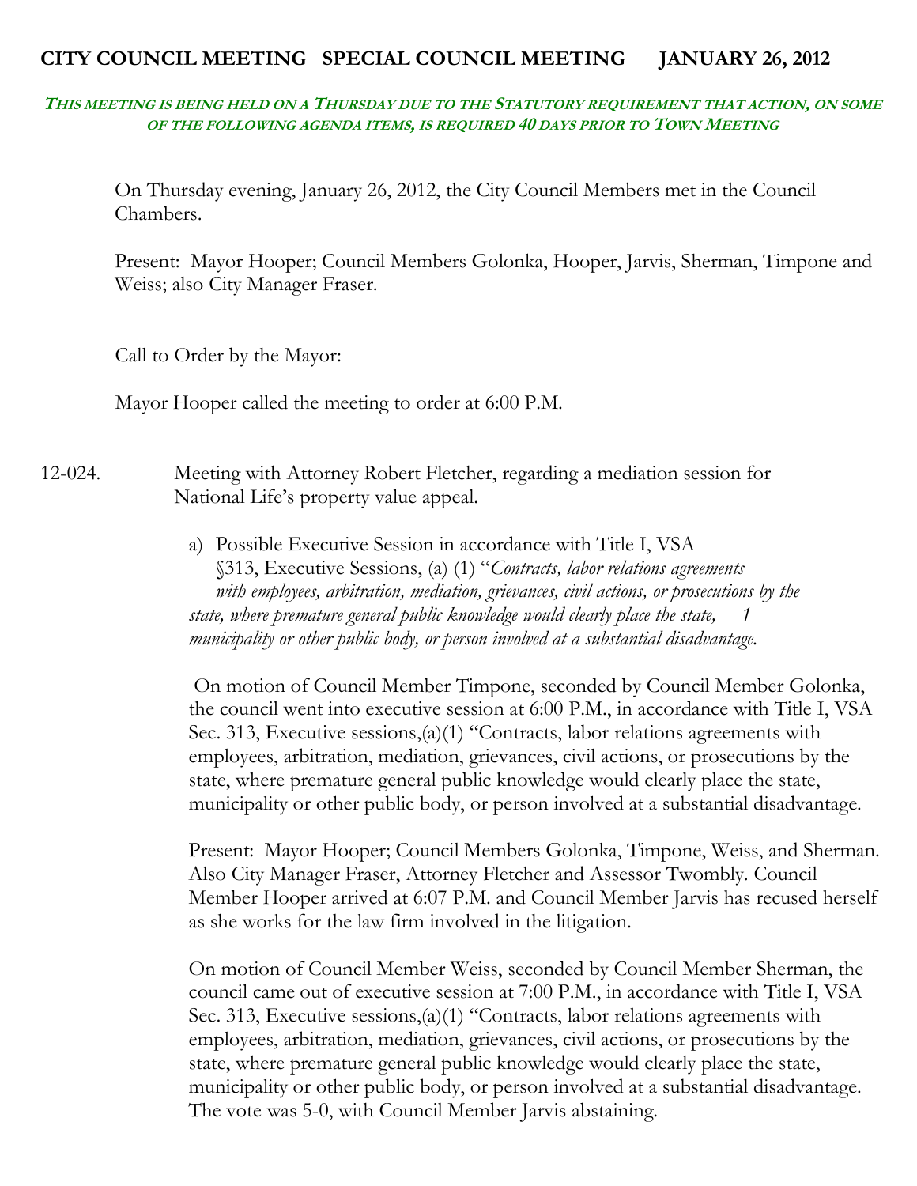# CITY COUNCIL MEETING SPECIAL COUNCIL MEETING JANUARY 26, 2012

***THIS MEETING IS BEING HELD ON A THURSDAY DUE TO THE STATUTORY REQUIREMENT THAT ACTION, ON SOME OF THE FOLLOWING AGENDA ITEMS, IS REQUIRED 40 DAYS PRIOR TO TOWN MEETING***

On Thursday evening, January 26, 2012, the City Council Members met in the Council Chambers.

Present: Mayor Hooper; Council Members Golonka, Hooper, Jarvis, Sherman, Timpone and Weiss; also City Manager Fraser.

Call to Order by the Mayor:

Mayor Hooper called the meeting to order at 6:00 P.M.

12-024. Meeting with Attorney Robert Fletcher, regarding a mediation session for National Life's property value appeal.

a) Possible Executive Session in accordance with Title I, VSA §313, Executive Sessions, (a) (1) "*Contracts, labor relations agreements with employees, arbitration, mediation, grievances, civil actions, or prosecutions by the state, where premature general public knowledge would clearly place the state, 1 municipality or other public body, or person involved at a substantial disadvantage.*

On motion of Council Member Timpone, seconded by Council Member Golonka, the council went into executive session at 6:00 P.M., in accordance with Title I, VSA Sec. 313, Executive sessions,(a)(1) "Contracts, labor relations agreements with employees, arbitration, mediation, grievances, civil actions, or prosecutions by the state, where premature general public knowledge would clearly place the state, municipality or other public body, or person involved at a substantial disadvantage.

Present: Mayor Hooper; Council Members Golonka, Timpone, Weiss, and Sherman. Also City Manager Fraser, Attorney Fletcher and Assessor Twombly. Council Member Hooper arrived at 6:07 P.M. and Council Member Jarvis has recused herself as she works for the law firm involved in the litigation.

On motion of Council Member Weiss, seconded by Council Member Sherman, the council came out of executive session at 7:00 P.M., in accordance with Title I, VSA Sec. 313, Executive sessions,(a)(1) "Contracts, labor relations agreements with employees, arbitration, mediation, grievances, civil actions, or prosecutions by the state, where premature general public knowledge would clearly place the state, municipality or other public body, or person involved at a substantial disadvantage. The vote was 5-0, with Council Member Jarvis abstaining.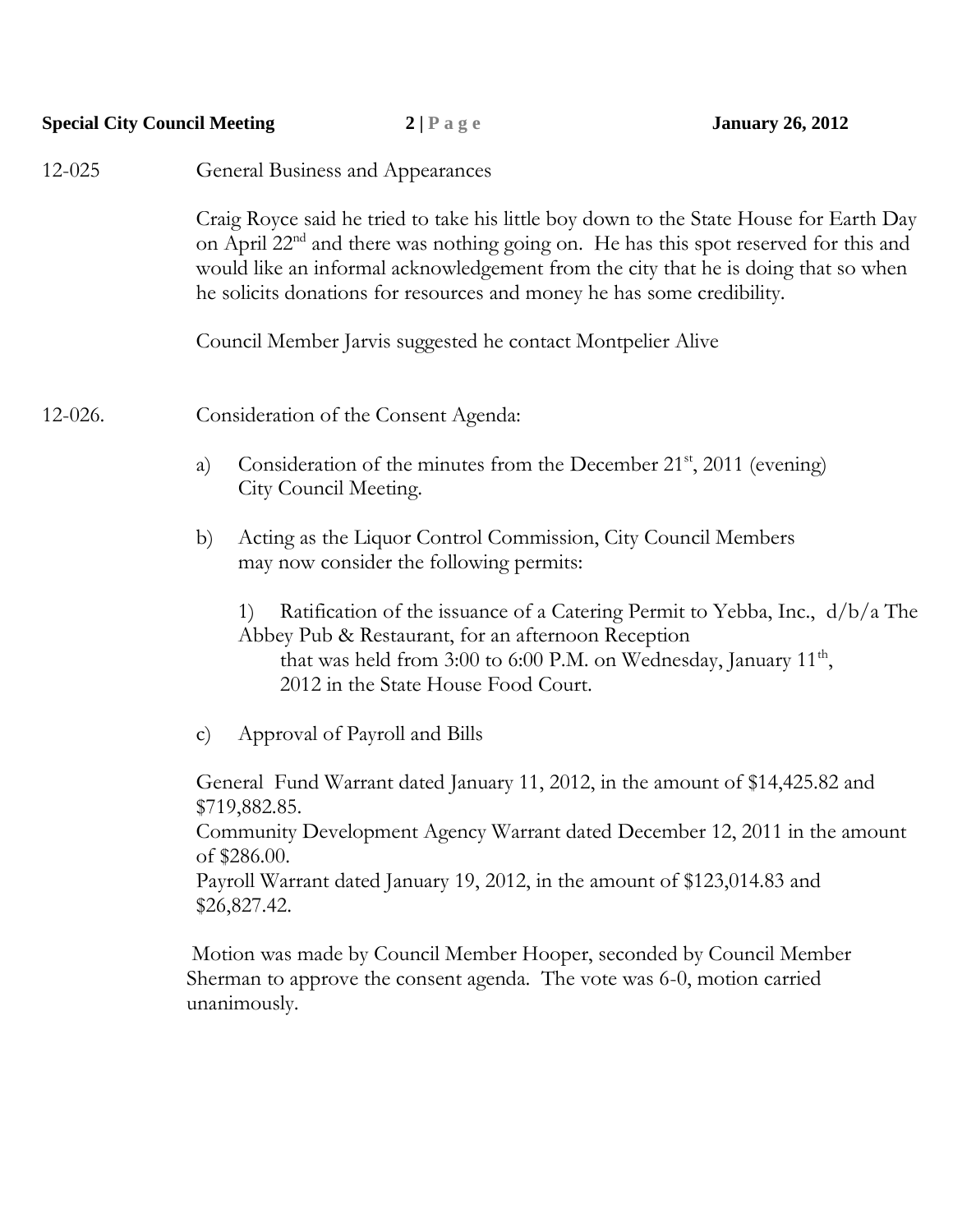12-025 General Business and Appearances

Craig Royce said he tried to take his little boy down to the State House for Earth Day on April 22nd and there was nothing going on. He has this spot reserved for this and would like an informal acknowledgement from the city that he is doing that so when he solicits donations for resources and money he has some credibility.

Council Member Jarvis suggested he contact Montpelier Alive

12-026. Consideration of the Consent Agenda:

a) Consideration of the minutes from the December 21st, 2011 (evening) City Council Meeting.

b) Acting as the Liquor Control Commission, City Council Members may now consider the following permits:

   1) Ratification of the issuance of a Catering Permit to Yebba, Inc., d/b/a The Abbey Pub & Restaurant, for an afternoon Reception that was held from 3:00 to 6:00 P.M. on Wednesday, January 11th, 2012 in the State House Food Court.

c) Approval of Payroll and Bills

General Fund Warrant dated January 11, 2012, in the amount of $14,425.82 and $719,882.85.
Community Development Agency Warrant dated December 12, 2011 in the amount of $286.00.
Payroll Warrant dated January 19, 2012, in the amount of $123,014.83 and $26,827.42.

Motion was made by Council Member Hooper, seconded by Council Member Sherman to approve the consent agenda. The vote was 6-0, motion carried unanimously.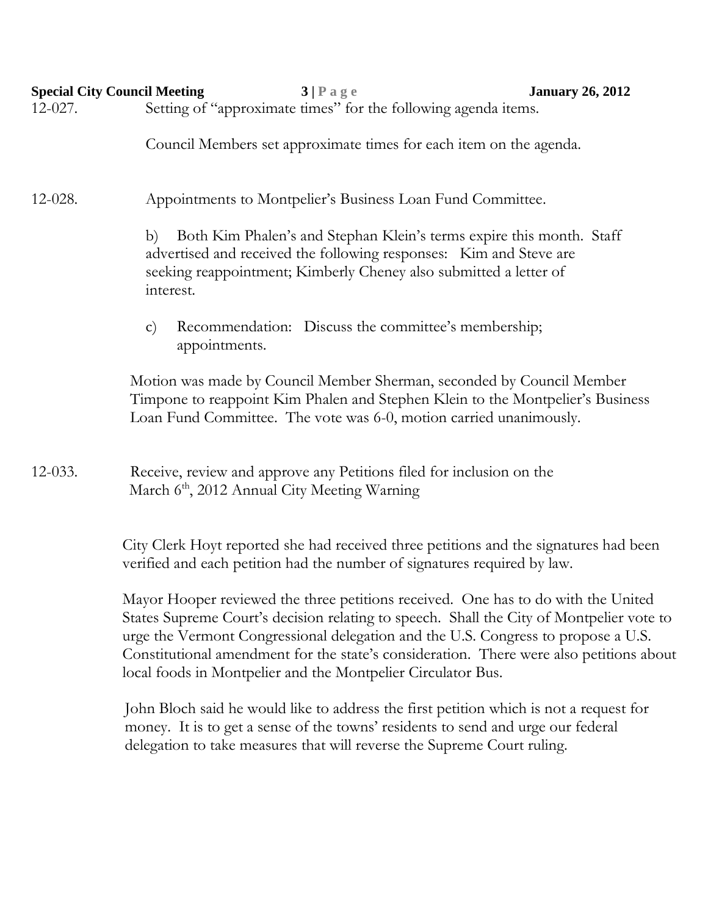12-027. Setting of "approximate times" for the following agenda items.

Council Members set approximate times for each item on the agenda.

12-028. Appointments to Montpelier's Business Loan Fund Committee.

b) Both Kim Phalen's and Stephan Klein's terms expire this month. Staff advertised and received the following responses: Kim and Steve are seeking reappointment; Kimberly Cheney also submitted a letter of interest.

c) Recommendation: Discuss the committee's membership; appointments.

Motion was made by Council Member Sherman, seconded by Council Member Timpone to reappoint Kim Phalen and Stephen Klein to the Montpelier's Business Loan Fund Committee. The vote was 6-0, motion carried unanimously.

12-033. Receive, review and approve any Petitions filed for inclusion on the March 6th, 2012 Annual City Meeting Warning

City Clerk Hoyt reported she had received three petitions and the signatures had been verified and each petition had the number of signatures required by law.

Mayor Hooper reviewed the three petitions received. One has to do with the United States Supreme Court's decision relating to speech. Shall the City of Montpelier vote to urge the Vermont Congressional delegation and the U.S. Congress to propose a U.S. Constitutional amendment for the state's consideration. There were also petitions about local foods in Montpelier and the Montpelier Circulator Bus.

John Bloch said he would like to address the first petition which is not a request for money. It is to get a sense of the towns' residents to send and urge our federal delegation to take measures that will reverse the Supreme Court ruling.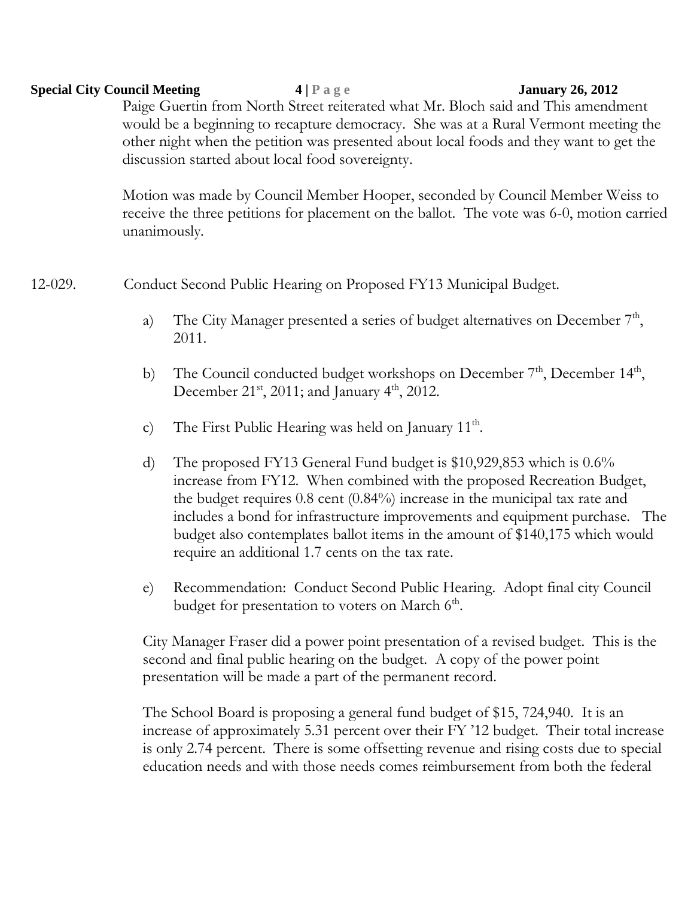Paige Guertin from North Street reiterated what Mr. Bloch said and This amendment would be a beginning to recapture democracy. She was at a Rural Vermont meeting the other night when the petition was presented about local foods and they want to get the discussion started about local food sovereignty.

Motion was made by Council Member Hooper, seconded by Council Member Weiss to receive the three petitions for placement on the ballot. The vote was 6-0, motion carried unanimously.

12-029. Conduct Second Public Hearing on Proposed FY13 Municipal Budget.

a) The City Manager presented a series of budget alternatives on December 7th, 2011.

b) The Council conducted budget workshops on December 7th, December 14th, December 21st, 2011; and January 4th, 2012.

c) The First Public Hearing was held on January 11th.

d) The proposed FY13 General Fund budget is $10,929,853 which is 0.6% increase from FY12. When combined with the proposed Recreation Budget, the budget requires 0.8 cent (0.84%) increase in the municipal tax rate and includes a bond for infrastructure improvements and equipment purchase. The budget also contemplates ballot items in the amount of $140,175 which would require an additional 1.7 cents on the tax rate.

e) Recommendation: Conduct Second Public Hearing. Adopt final city Council budget for presentation to voters on March 6th.

City Manager Fraser did a power point presentation of a revised budget. This is the second and final public hearing on the budget. A copy of the power point presentation will be made a part of the permanent record.

The School Board is proposing a general fund budget of $15, 724,940. It is an increase of approximately 5.31 percent over their FY '12 budget. Their total increase is only 2.74 percent. There is some offsetting revenue and rising costs due to special education needs and with those needs comes reimbursement from both the federal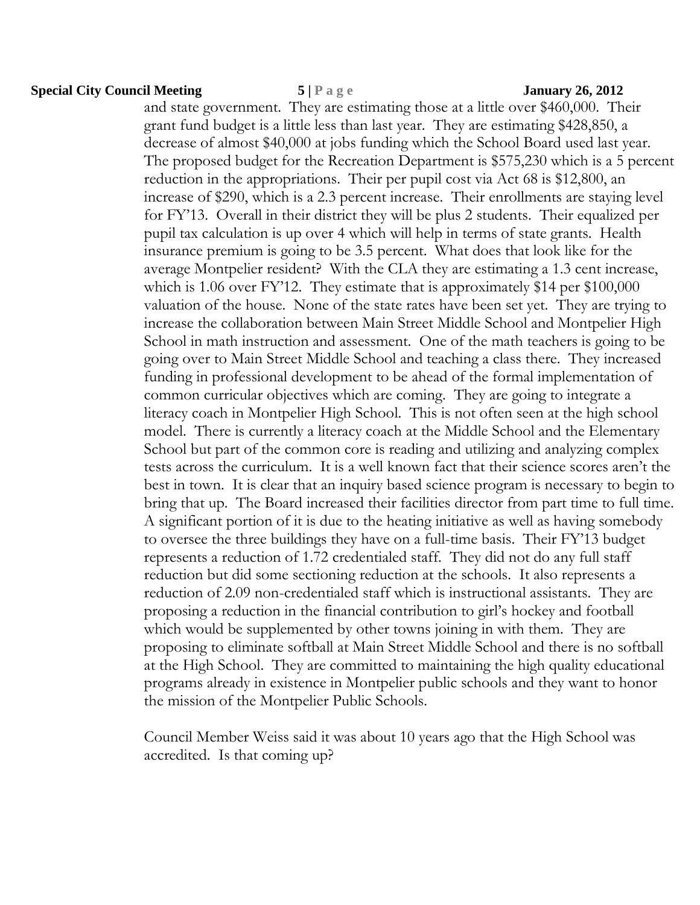and state government. They are estimating those at a little over $460,000. Their grant fund budget is a little less than last year. They are estimating $428,850, a decrease of almost $40,000 at jobs funding which the School Board used last year. The proposed budget for the Recreation Department is $575,230 which is a 5 percent reduction in the appropriations. Their per pupil cost via Act 68 is $12,800, an increase of $290, which is a 2.3 percent increase. Their enrollments are staying level for FY'13. Overall in their district they will be plus 2 students. Their equalized per pupil tax calculation is up over 4 which will help in terms of state grants. Health insurance premium is going to be 3.5 percent. What does that look like for the average Montpelier resident? With the CLA they are estimating a 1.3 cent increase, which is 1.06 over FY'12. They estimate that is approximately $14 per $100,000 valuation of the house. None of the state rates have been set yet. They are trying to increase the collaboration between Main Street Middle School and Montpelier High School in math instruction and assessment. One of the math teachers is going to be going over to Main Street Middle School and teaching a class there. They increased funding in professional development to be ahead of the formal implementation of common curricular objectives which are coming. They are going to integrate a literacy coach in Montpelier High School. This is not often seen at the high school model. There is currently a literacy coach at the Middle School and the Elementary School but part of the common core is reading and utilizing and analyzing complex tests across the curriculum. It is a well known fact that their science scores aren't the best in town. It is clear that an inquiry based science program is necessary to begin to bring that up. The Board increased their facilities director from part time to full time. A significant portion of it is due to the heating initiative as well as having somebody to oversee the three buildings they have on a full-time basis. Their FY'13 budget represents a reduction of 1.72 credentialed staff. They did not do any full staff reduction but did some sectioning reduction at the schools. It also represents a reduction of 2.09 non-credentialed staff which is instructional assistants. They are proposing a reduction in the financial contribution to girl's hockey and football which would be supplemented by other towns joining in with them. They are proposing to eliminate softball at Main Street Middle School and there is no softball at the High School. They are committed to maintaining the high quality educational programs already in existence in Montpelier public schools and they want to honor the mission of the Montpelier Public Schools.

Council Member Weiss said it was about 10 years ago that the High School was accredited. Is that coming up?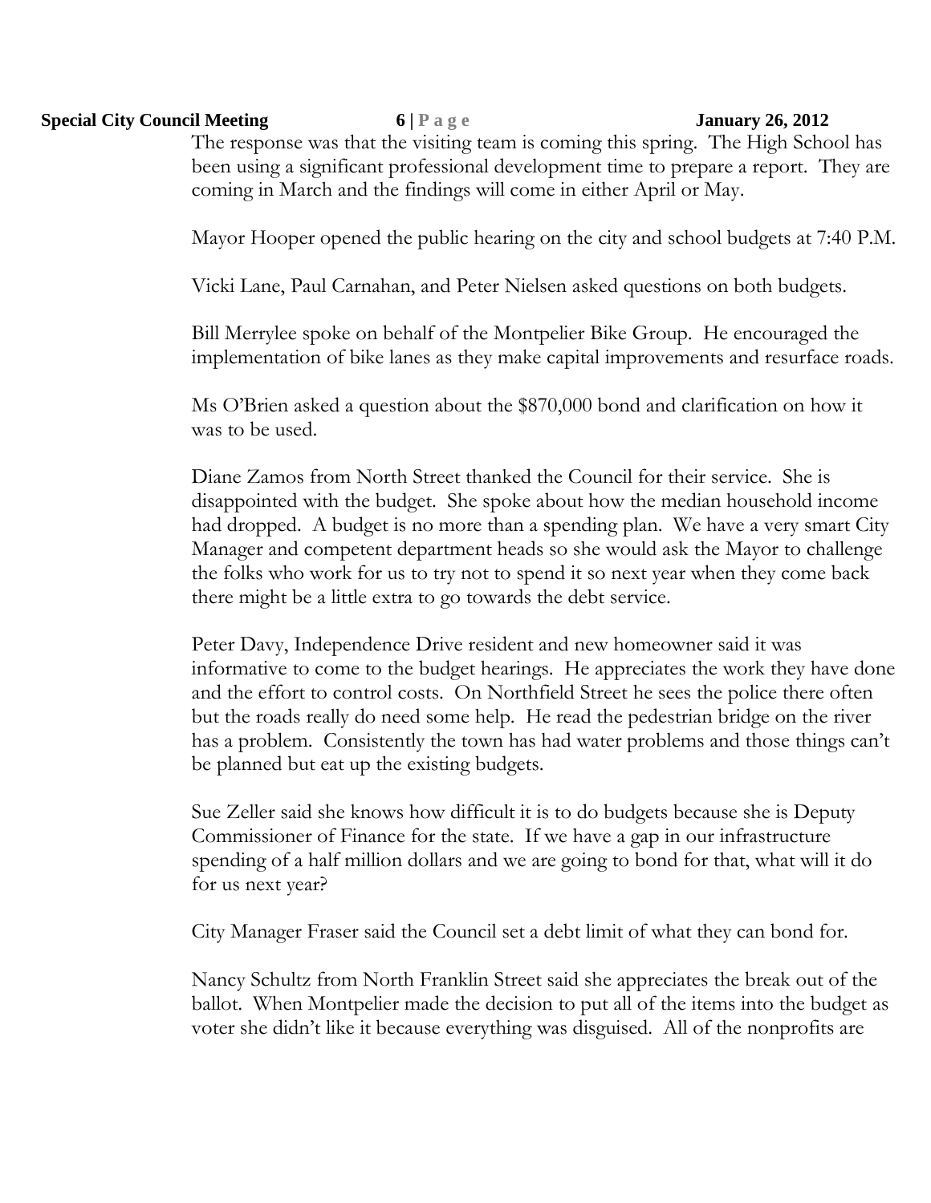The response was that the visiting team is coming this spring. The High School has been using a significant professional development time to prepare a report. They are coming in March and the findings will come in either April or May.

Mayor Hooper opened the public hearing on the city and school budgets at 7:40 P.M.

Vicki Lane, Paul Carnahan, and Peter Nielsen asked questions on both budgets.

Bill Merrylee spoke on behalf of the Montpelier Bike Group. He encouraged the implementation of bike lanes as they make capital improvements and resurface roads.

Ms O'Brien asked a question about the $870,000 bond and clarification on how it was to be used.

Diane Zamos from North Street thanked the Council for their service. She is disappointed with the budget. She spoke about how the median household income had dropped. A budget is no more than a spending plan. We have a very smart City Manager and competent department heads so she would ask the Mayor to challenge the folks who work for us to try not to spend it so next year when they come back there might be a little extra to go towards the debt service.

Peter Davy, Independence Drive resident and new homeowner said it was informative to come to the budget hearings. He appreciates the work they have done and the effort to control costs. On Northfield Street he sees the police there often but the roads really do need some help. He read the pedestrian bridge on the river has a problem. Consistently the town has had water problems and those things can't be planned but eat up the existing budgets.

Sue Zeller said she knows how difficult it is to do budgets because she is Deputy Commissioner of Finance for the state. If we have a gap in our infrastructure spending of a half million dollars and we are going to bond for that, what will it do for us next year?

City Manager Fraser said the Council set a debt limit of what they can bond for.

Nancy Schultz from North Franklin Street said she appreciates the break out of the ballot. When Montpelier made the decision to put all of the items into the budget as voter she didn't like it because everything was disguised. All of the nonprofits are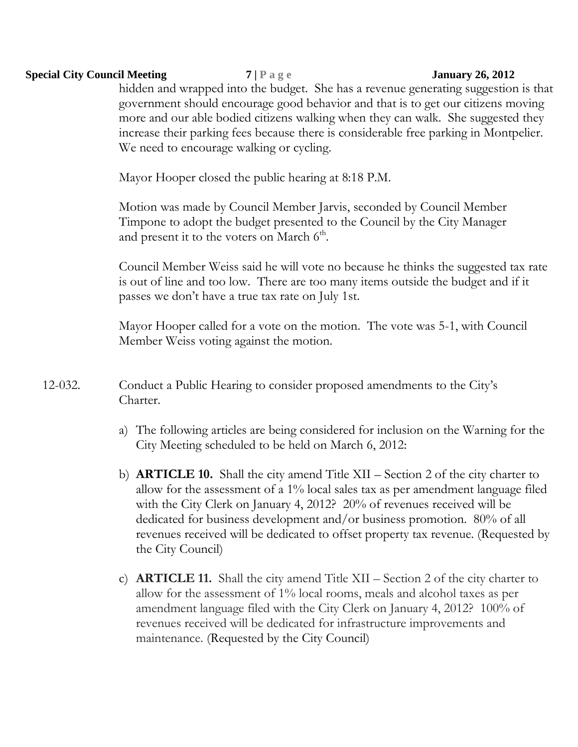hidden and wrapped into the budget. She has a revenue generating suggestion is that government should encourage good behavior and that is to get our citizens moving more and our able bodied citizens walking when they can walk. She suggested they increase their parking fees because there is considerable free parking in Montpelier. We need to encourage walking or cycling.

Mayor Hooper closed the public hearing at 8:18 P.M.

Motion was made by Council Member Jarvis, seconded by Council Member Timpone to adopt the budget presented to the Council by the City Manager and present it to the voters on March 6th.

Council Member Weiss said he will vote no because he thinks the suggested tax rate is out of line and too low. There are too many items outside the budget and if it passes we don't have a true tax rate on July 1st.

Mayor Hooper called for a vote on the motion. The vote was 5-1, with Council Member Weiss voting against the motion.

12-032. Conduct a Public Hearing to consider proposed amendments to the City's Charter.

a) The following articles are being considered for inclusion on the Warning for the City Meeting scheduled to be held on March 6, 2012:

b) **ARTICLE 10.** Shall the city amend Title XII – Section 2 of the city charter to allow for the assessment of a 1% local sales tax as per amendment language filed with the City Clerk on January 4, 2012? 20% of revenues received will be dedicated for business development and/or business promotion. 80% of all revenues received will be dedicated to offset property tax revenue. (Requested by the City Council)

c) **ARTICLE 11.** Shall the city amend Title XII – Section 2 of the city charter to allow for the assessment of 1% local rooms, meals and alcohol taxes as per amendment language filed with the City Clerk on January 4, 2012? 100% of revenues received will be dedicated for infrastructure improvements and maintenance. (Requested by the City Council)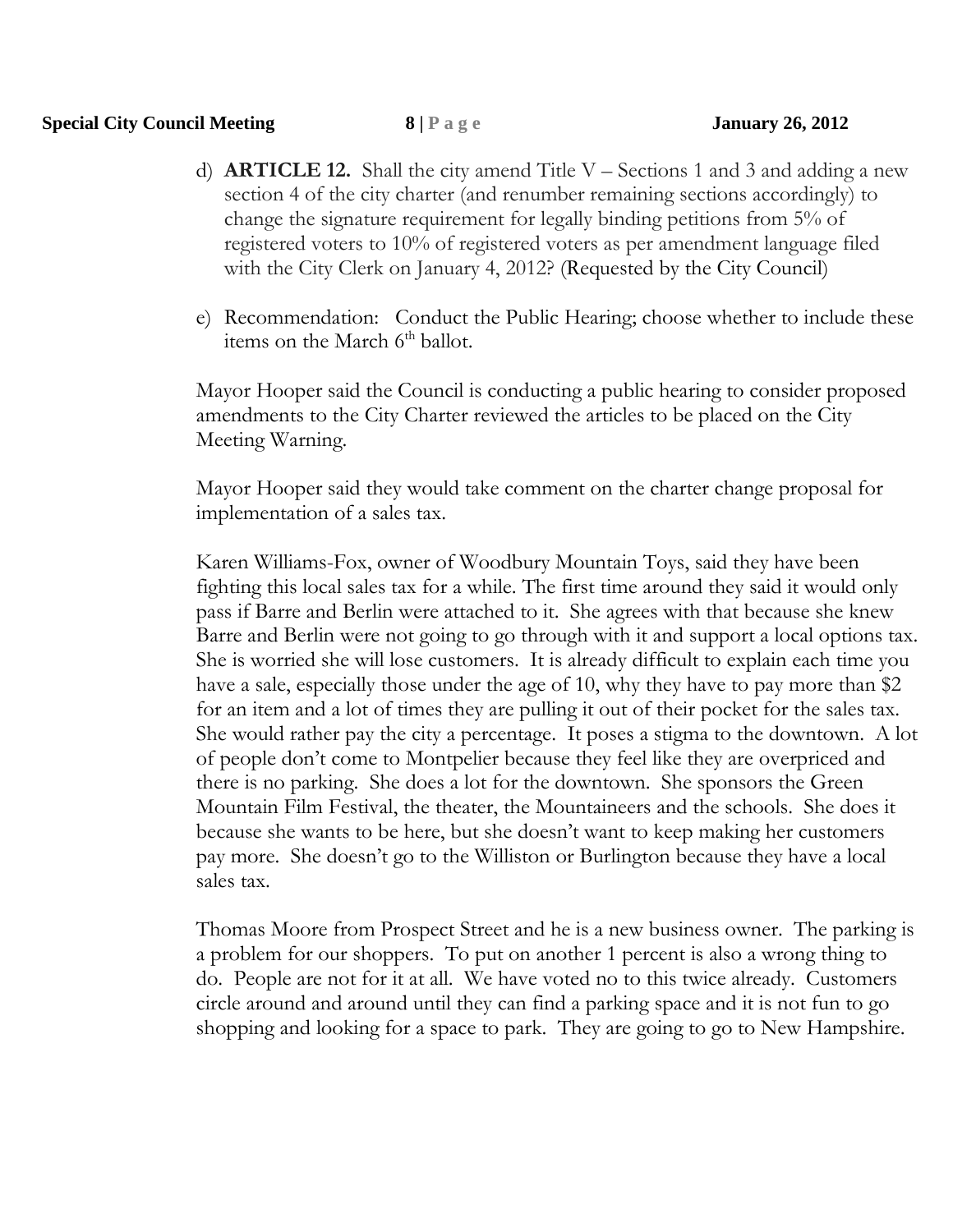d) **ARTICLE 12.** Shall the city amend Title V – Sections 1 and 3 and adding a new section 4 of the city charter (and renumber remaining sections accordingly) to change the signature requirement for legally binding petitions from 5% of registered voters to 10% of registered voters as per amendment language filed with the City Clerk on January 4, 2012? (Requested by the City Council)

e) Recommendation: Conduct the Public Hearing; choose whether to include these items on the March 6th ballot.

Mayor Hooper said the Council is conducting a public hearing to consider proposed amendments to the City Charter reviewed the articles to be placed on the City Meeting Warning.

Mayor Hooper said they would take comment on the charter change proposal for implementation of a sales tax.

Karen Williams-Fox, owner of Woodbury Mountain Toys, said they have been fighting this local sales tax for a while. The first time around they said it would only pass if Barre and Berlin were attached to it. She agrees with that because she knew Barre and Berlin were not going to go through with it and support a local options tax. She is worried she will lose customers. It is already difficult to explain each time you have a sale, especially those under the age of 10, why they have to pay more than $2 for an item and a lot of times they are pulling it out of their pocket for the sales tax. She would rather pay the city a percentage. It poses a stigma to the downtown. A lot of people don't come to Montpelier because they feel like they are overpriced and there is no parking. She does a lot for the downtown. She sponsors the Green Mountain Film Festival, the theater, the Mountaineers and the schools. She does it because she wants to be here, but she doesn't want to keep making her customers pay more. She doesn't go to the Williston or Burlington because they have a local sales tax.

Thomas Moore from Prospect Street and he is a new business owner. The parking is a problem for our shoppers. To put on another 1 percent is also a wrong thing to do. People are not for it at all. We have voted no to this twice already. Customers circle around and around until they can find a parking space and it is not fun to go shopping and looking for a space to park. They are going to go to New Hampshire.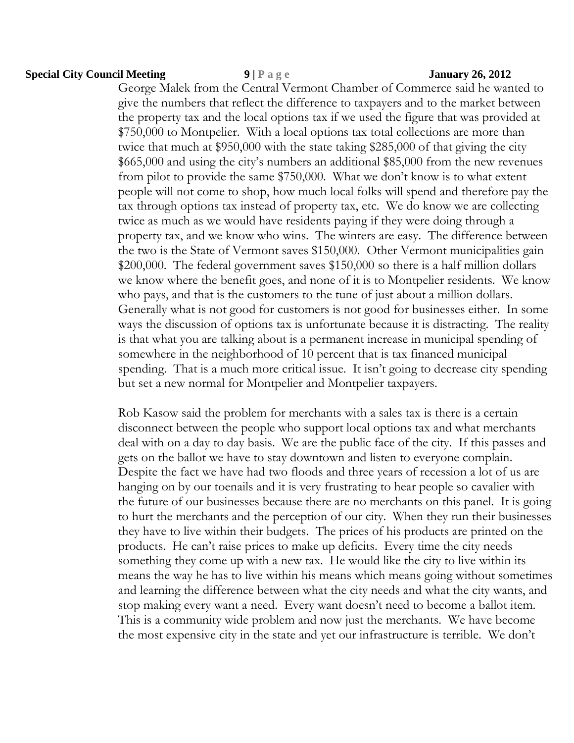George Malek from the Central Vermont Chamber of Commerce said he wanted to give the numbers that reflect the difference to taxpayers and to the market between the property tax and the local options tax if we used the figure that was provided at $750,000 to Montpelier. With a local options tax total collections are more than twice that much at $950,000 with the state taking $285,000 of that giving the city $665,000 and using the city's numbers an additional $85,000 from the new revenues from pilot to provide the same $750,000. What we don't know is to what extent people will not come to shop, how much local folks will spend and therefore pay the tax through options tax instead of property tax, etc. We do know we are collecting twice as much as we would have residents paying if they were doing through a property tax, and we know who wins. The winters are easy. The difference between the two is the State of Vermont saves $150,000. Other Vermont municipalities gain $200,000. The federal government saves $150,000 so there is a half million dollars we know where the benefit goes, and none of it is to Montpelier residents. We know who pays, and that is the customers to the tune of just about a million dollars. Generally what is not good for customers is not good for businesses either. In some ways the discussion of options tax is unfortunate because it is distracting. The reality is that what you are talking about is a permanent increase in municipal spending of somewhere in the neighborhood of 10 percent that is tax financed municipal spending. That is a much more critical issue. It isn't going to decrease city spending but set a new normal for Montpelier and Montpelier taxpayers.

Rob Kasow said the problem for merchants with a sales tax is there is a certain disconnect between the people who support local options tax and what merchants deal with on a day to day basis. We are the public face of the city. If this passes and gets on the ballot we have to stay downtown and listen to everyone complain. Despite the fact we have had two floods and three years of recession a lot of us are hanging on by our toenails and it is very frustrating to hear people so cavalier with the future of our businesses because there are no merchants on this panel. It is going to hurt the merchants and the perception of our city. When they run their businesses they have to live within their budgets. The prices of his products are printed on the products. He can't raise prices to make up deficits. Every time the city needs something they come up with a new tax. He would like the city to live within its means the way he has to live within his means which means going without sometimes and learning the difference between what the city needs and what the city wants, and stop making every want a need. Every want doesn't need to become a ballot item. This is a community wide problem and now just the merchants. We have become the most expensive city in the state and yet our infrastructure is terrible. We don't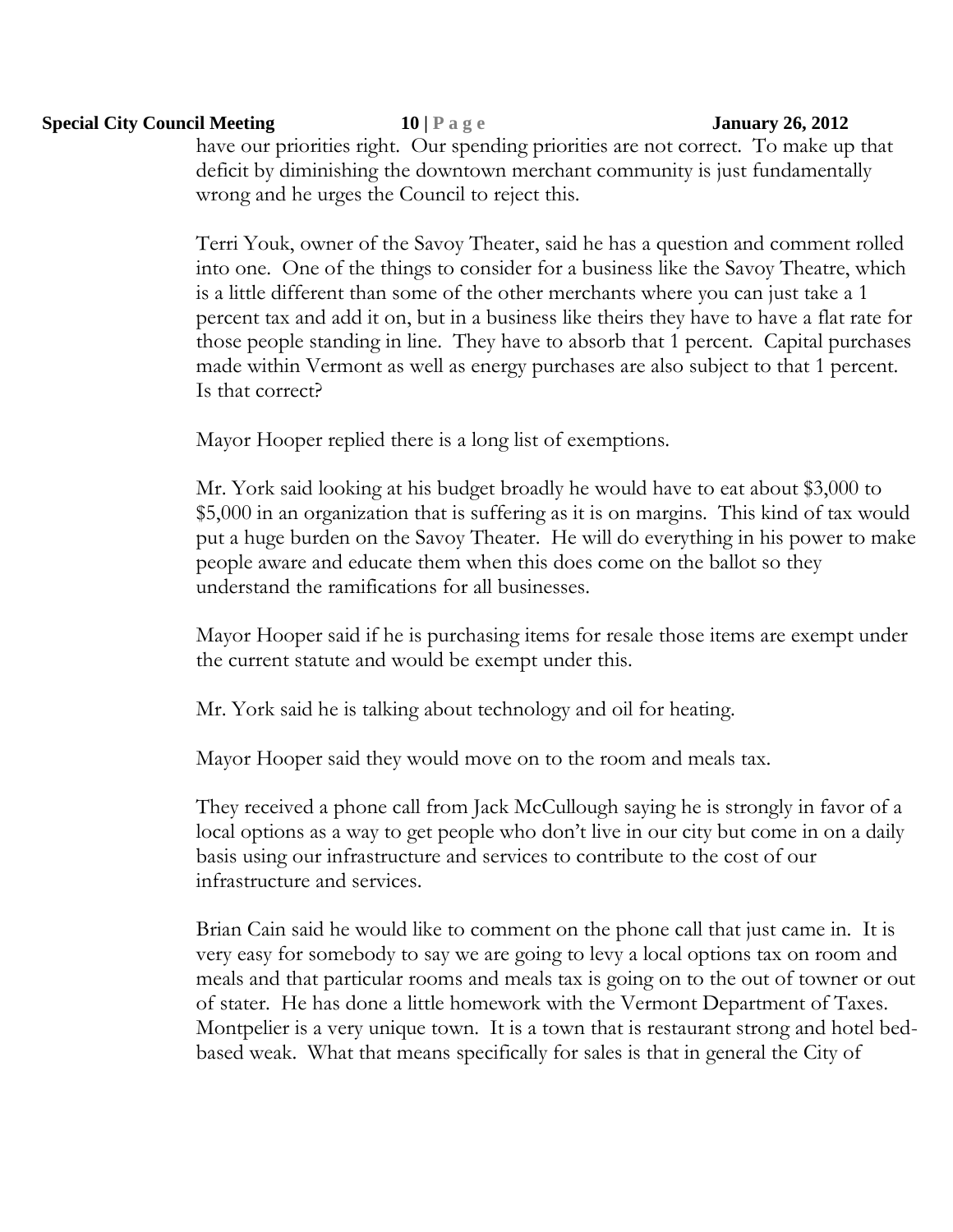have our priorities right. Our spending priorities are not correct. To make up that deficit by diminishing the downtown merchant community is just fundamentally wrong and he urges the Council to reject this.

Terri Youk, owner of the Savoy Theater, said he has a question and comment rolled into one. One of the things to consider for a business like the Savoy Theatre, which is a little different than some of the other merchants where you can just take a 1 percent tax and add it on, but in a business like theirs they have to have a flat rate for those people standing in line. They have to absorb that 1 percent. Capital purchases made within Vermont as well as energy purchases are also subject to that 1 percent. Is that correct?

Mayor Hooper replied there is a long list of exemptions.

Mr. York said looking at his budget broadly he would have to eat about $3,000 to $5,000 in an organization that is suffering as it is on margins. This kind of tax would put a huge burden on the Savoy Theater. He will do everything in his power to make people aware and educate them when this does come on the ballot so they understand the ramifications for all businesses.

Mayor Hooper said if he is purchasing items for resale those items are exempt under the current statute and would be exempt under this.

Mr. York said he is talking about technology and oil for heating.

Mayor Hooper said they would move on to the room and meals tax.

They received a phone call from Jack McCullough saying he is strongly in favor of a local options as a way to get people who don't live in our city but come in on a daily basis using our infrastructure and services to contribute to the cost of our infrastructure and services.

Brian Cain said he would like to comment on the phone call that just came in. It is very easy for somebody to say we are going to levy a local options tax on room and meals and that particular rooms and meals tax is going on to the out of towner or out of stater. He has done a little homework with the Vermont Department of Taxes. Montpelier is a very unique town. It is a town that is restaurant strong and hotel bed-based weak. What that means specifically for sales is that in general the City of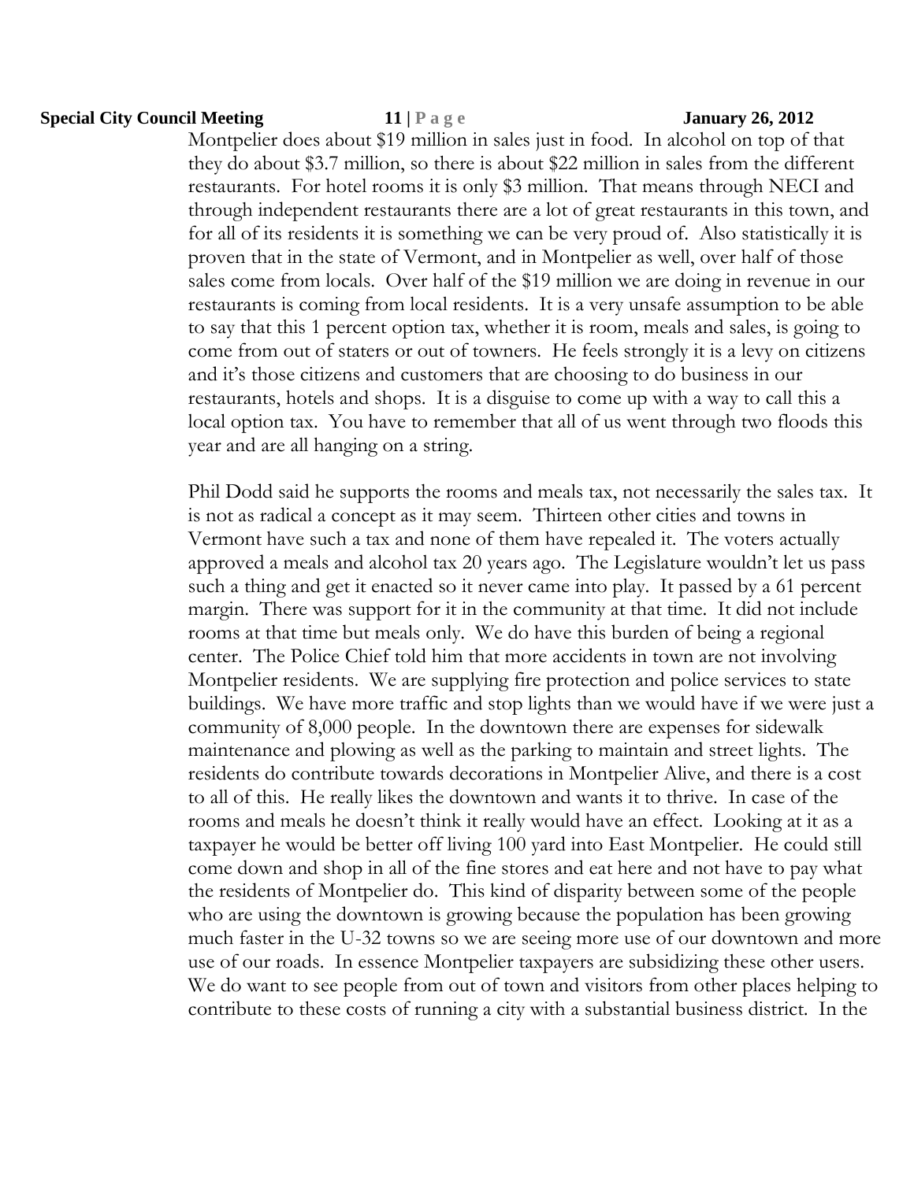Montpelier does about $19 million in sales just in food. In alcohol on top of that they do about $3.7 million, so there is about $22 million in sales from the different restaurants. For hotel rooms it is only $3 million. That means through NECI and through independent restaurants there are a lot of great restaurants in this town, and for all of its residents it is something we can be very proud of. Also statistically it is proven that in the state of Vermont, and in Montpelier as well, over half of those sales come from locals. Over half of the $19 million we are doing in revenue in our restaurants is coming from local residents. It is a very unsafe assumption to be able to say that this 1 percent option tax, whether it is room, meals and sales, is going to come from out of staters or out of towners. He feels strongly it is a levy on citizens and it's those citizens and customers that are choosing to do business in our restaurants, hotels and shops. It is a disguise to come up with a way to call this a local option tax. You have to remember that all of us went through two floods this year and are all hanging on a string.

Phil Dodd said he supports the rooms and meals tax, not necessarily the sales tax. It is not as radical a concept as it may seem. Thirteen other cities and towns in Vermont have such a tax and none of them have repealed it. The voters actually approved a meals and alcohol tax 20 years ago. The Legislature wouldn't let us pass such a thing and get it enacted so it never came into play. It passed by a 61 percent margin. There was support for it in the community at that time. It did not include rooms at that time but meals only. We do have this burden of being a regional center. The Police Chief told him that more accidents in town are not involving Montpelier residents. We are supplying fire protection and police services to state buildings. We have more traffic and stop lights than we would have if we were just a community of 8,000 people. In the downtown there are expenses for sidewalk maintenance and plowing as well as the parking to maintain and street lights. The residents do contribute towards decorations in Montpelier Alive, and there is a cost to all of this. He really likes the downtown and wants it to thrive. In case of the rooms and meals he doesn't think it really would have an effect. Looking at it as a taxpayer he would be better off living 100 yard into East Montpelier. He could still come down and shop in all of the fine stores and eat here and not have to pay what the residents of Montpelier do. This kind of disparity between some of the people who are using the downtown is growing because the population has been growing much faster in the U-32 towns so we are seeing more use of our downtown and more use of our roads. In essence Montpelier taxpayers are subsidizing these other users. We do want to see people from out of town and visitors from other places helping to contribute to these costs of running a city with a substantial business district. In the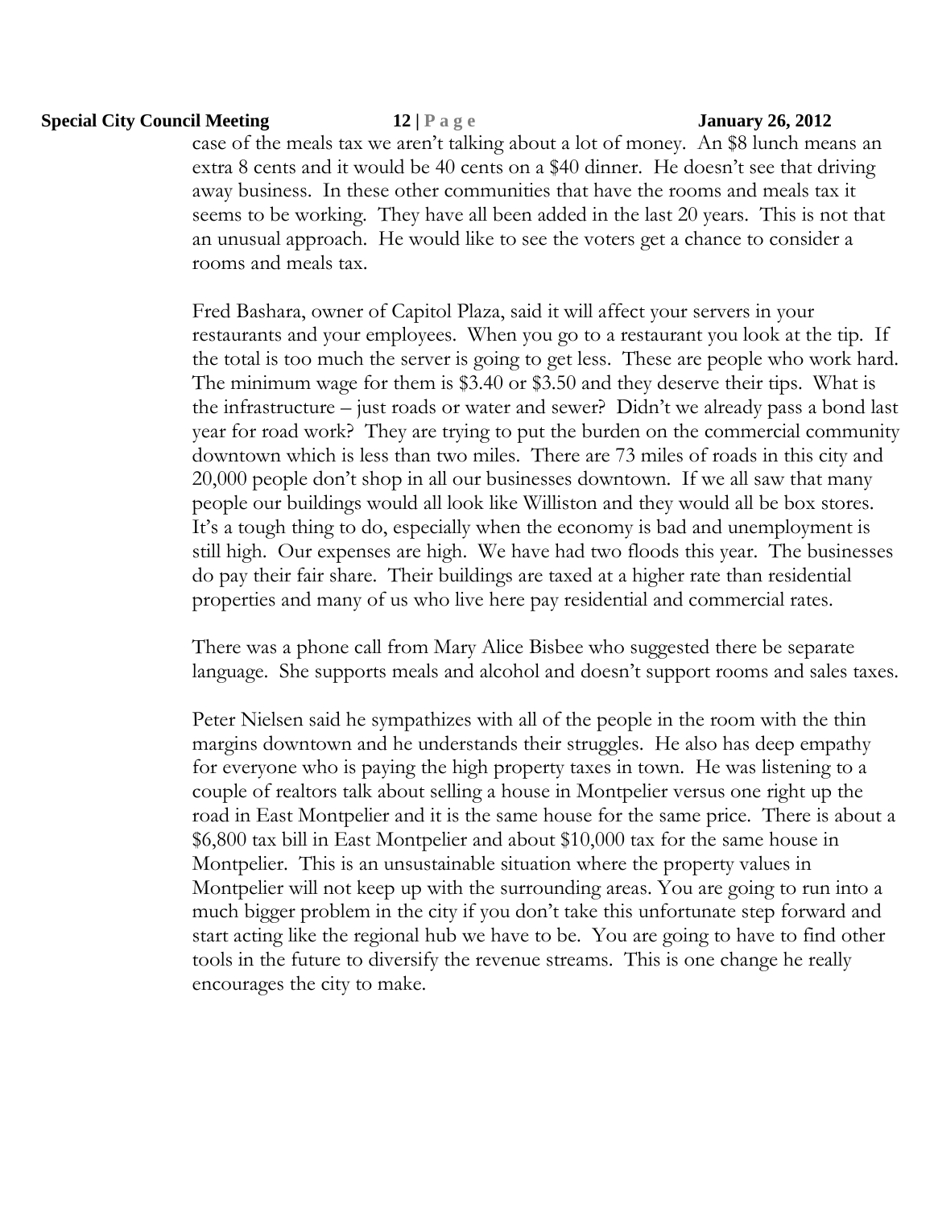case of the meals tax we aren't talking about a lot of money. An $8 lunch means an extra 8 cents and it would be 40 cents on a $40 dinner. He doesn't see that driving away business. In these other communities that have the rooms and meals tax it seems to be working. They have all been added in the last 20 years. This is not that an unusual approach. He would like to see the voters get a chance to consider a rooms and meals tax.

Fred Bashara, owner of Capitol Plaza, said it will affect your servers in your restaurants and your employees. When you go to a restaurant you look at the tip. If the total is too much the server is going to get less. These are people who work hard. The minimum wage for them is $3.40 or $3.50 and they deserve their tips. What is the infrastructure – just roads or water and sewer? Didn't we already pass a bond last year for road work? They are trying to put the burden on the commercial community downtown which is less than two miles. There are 73 miles of roads in this city and 20,000 people don't shop in all our businesses downtown. If we all saw that many people our buildings would all look like Williston and they would all be box stores. It's a tough thing to do, especially when the economy is bad and unemployment is still high. Our expenses are high. We have had two floods this year. The businesses do pay their fair share. Their buildings are taxed at a higher rate than residential properties and many of us who live here pay residential and commercial rates.

There was a phone call from Mary Alice Bisbee who suggested there be separate language. She supports meals and alcohol and doesn't support rooms and sales taxes.

Peter Nielsen said he sympathizes with all of the people in the room with the thin margins downtown and he understands their struggles. He also has deep empathy for everyone who is paying the high property taxes in town. He was listening to a couple of realtors talk about selling a house in Montpelier versus one right up the road in East Montpelier and it is the same house for the same price. There is about a $6,800 tax bill in East Montpelier and about $10,000 tax for the same house in Montpelier. This is an unsustainable situation where the property values in Montpelier will not keep up with the surrounding areas. You are going to run into a much bigger problem in the city if you don't take this unfortunate step forward and start acting like the regional hub we have to be. You are going to have to find other tools in the future to diversify the revenue streams. This is one change he really encourages the city to make.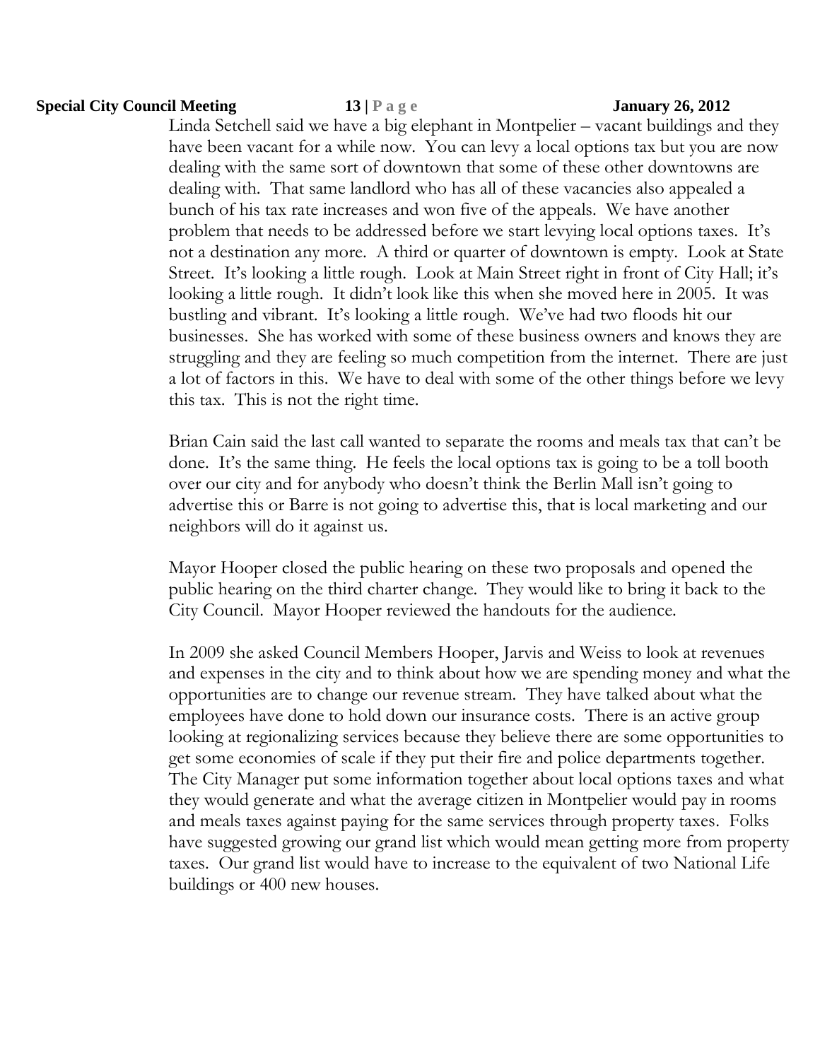Linda Setchell said we have a big elephant in Montpelier – vacant buildings and they have been vacant for a while now. You can levy a local options tax but you are now dealing with the same sort of downtown that some of these other downtowns are dealing with. That same landlord who has all of these vacancies also appealed a bunch of his tax rate increases and won five of the appeals. We have another problem that needs to be addressed before we start levying local options taxes. It's not a destination any more. A third or quarter of downtown is empty. Look at State Street. It's looking a little rough. Look at Main Street right in front of City Hall; it's looking a little rough. It didn't look like this when she moved here in 2005. It was bustling and vibrant. It's looking a little rough. We've had two floods hit our businesses. She has worked with some of these business owners and knows they are struggling and they are feeling so much competition from the internet. There are just a lot of factors in this. We have to deal with some of the other things before we levy this tax. This is not the right time.

Brian Cain said the last call wanted to separate the rooms and meals tax that can't be done. It's the same thing. He feels the local options tax is going to be a toll booth over our city and for anybody who doesn't think the Berlin Mall isn't going to advertise this or Barre is not going to advertise this, that is local marketing and our neighbors will do it against us.

Mayor Hooper closed the public hearing on these two proposals and opened the public hearing on the third charter change. They would like to bring it back to the City Council. Mayor Hooper reviewed the handouts for the audience.

In 2009 she asked Council Members Hooper, Jarvis and Weiss to look at revenues and expenses in the city and to think about how we are spending money and what the opportunities are to change our revenue stream. They have talked about what the employees have done to hold down our insurance costs. There is an active group looking at regionalizing services because they believe there are some opportunities to get some economies of scale if they put their fire and police departments together. The City Manager put some information together about local options taxes and what they would generate and what the average citizen in Montpelier would pay in rooms and meals taxes against paying for the same services through property taxes. Folks have suggested growing our grand list which would mean getting more from property taxes. Our grand list would have to increase to the equivalent of two National Life buildings or 400 new houses.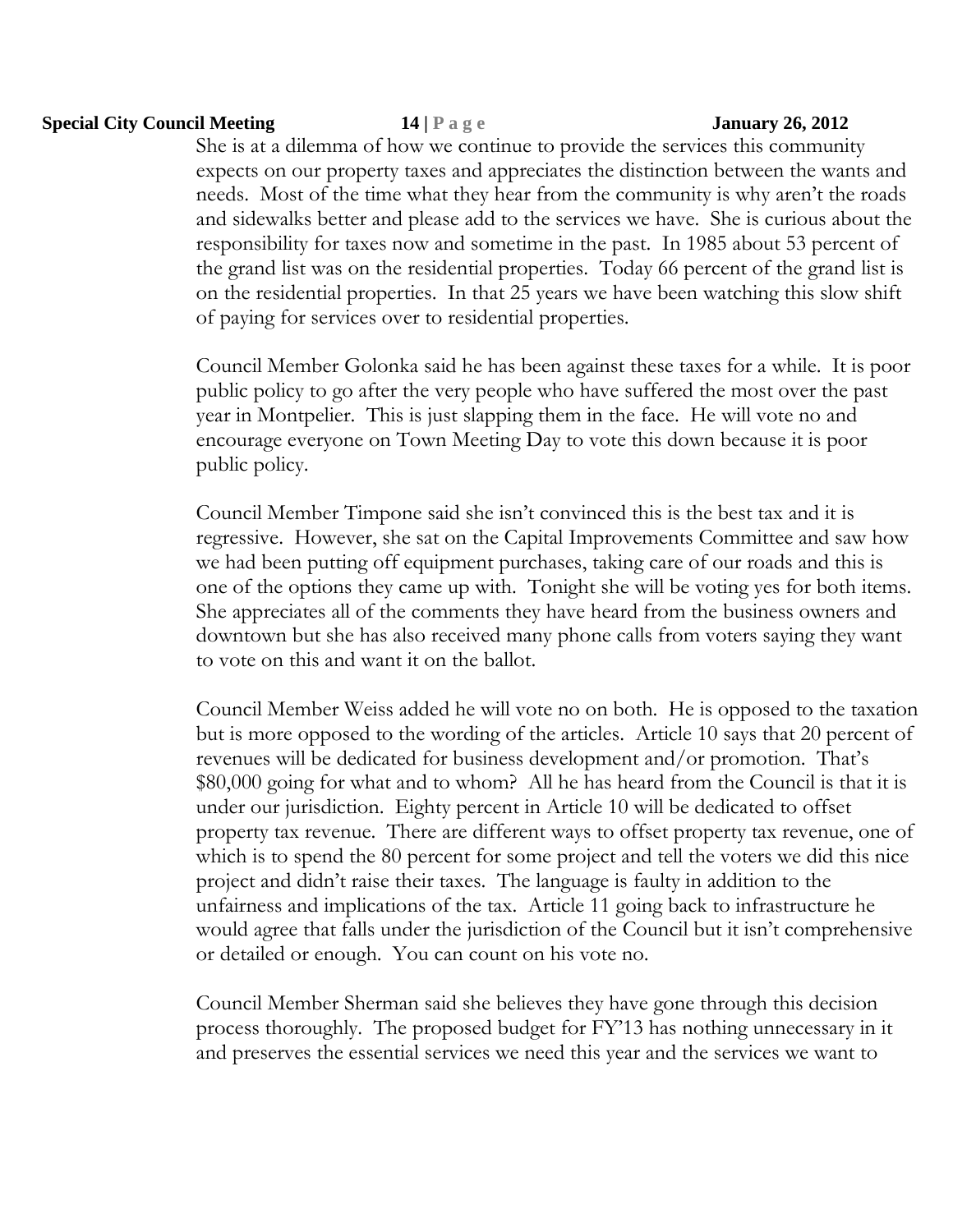She is at a dilemma of how we continue to provide the services this community expects on our property taxes and appreciates the distinction between the wants and needs. Most of the time what they hear from the community is why aren't the roads and sidewalks better and please add to the services we have. She is curious about the responsibility for taxes now and sometime in the past. In 1985 about 53 percent of the grand list was on the residential properties. Today 66 percent of the grand list is on the residential properties. In that 25 years we have been watching this slow shift of paying for services over to residential properties.

Council Member Golonka said he has been against these taxes for a while. It is poor public policy to go after the very people who have suffered the most over the past year in Montpelier. This is just slapping them in the face. He will vote no and encourage everyone on Town Meeting Day to vote this down because it is poor public policy.

Council Member Timpone said she isn't convinced this is the best tax and it is regressive. However, she sat on the Capital Improvements Committee and saw how we had been putting off equipment purchases, taking care of our roads and this is one of the options they came up with. Tonight she will be voting yes for both items. She appreciates all of the comments they have heard from the business owners and downtown but she has also received many phone calls from voters saying they want to vote on this and want it on the ballot.

Council Member Weiss added he will vote no on both. He is opposed to the taxation but is more opposed to the wording of the articles. Article 10 says that 20 percent of revenues will be dedicated for business development and/or promotion. That's $80,000 going for what and to whom? All he has heard from the Council is that it is under our jurisdiction. Eighty percent in Article 10 will be dedicated to offset property tax revenue. There are different ways to offset property tax revenue, one of which is to spend the 80 percent for some project and tell the voters we did this nice project and didn't raise their taxes. The language is faulty in addition to the unfairness and implications of the tax. Article 11 going back to infrastructure he would agree that falls under the jurisdiction of the Council but it isn't comprehensive or detailed or enough. You can count on his vote no.

Council Member Sherman said she believes they have gone through this decision process thoroughly. The proposed budget for FY'13 has nothing unnecessary in it and preserves the essential services we need this year and the services we want to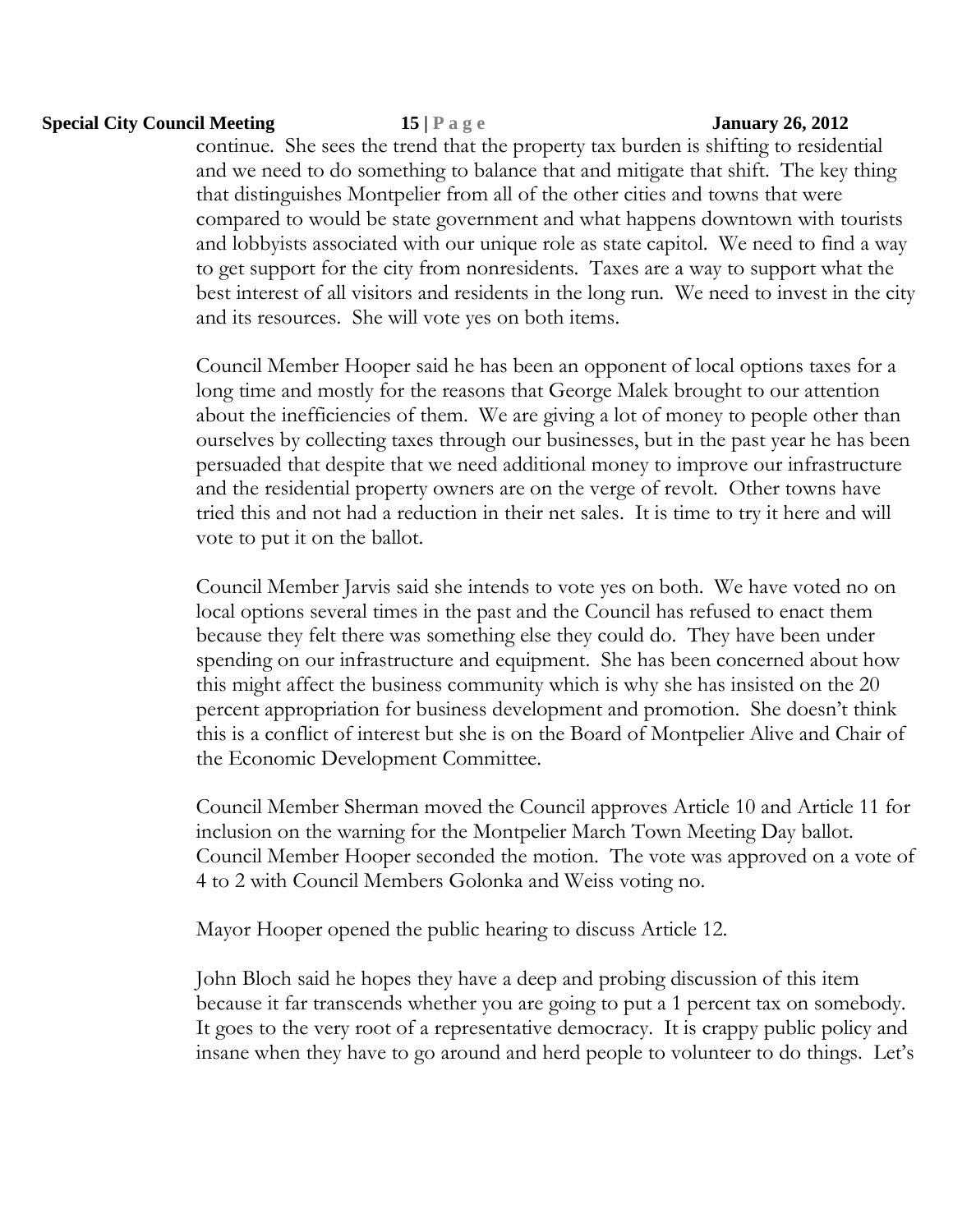continue. She sees the trend that the property tax burden is shifting to residential and we need to do something to balance that and mitigate that shift. The key thing that distinguishes Montpelier from all of the other cities and towns that were compared to would be state government and what happens downtown with tourists and lobbyists associated with our unique role as state capitol. We need to find a way to get support for the city from nonresidents. Taxes are a way to support what the best interest of all visitors and residents in the long run. We need to invest in the city and its resources. She will vote yes on both items.

Council Member Hooper said he has been an opponent of local options taxes for a long time and mostly for the reasons that George Malek brought to our attention about the inefficiencies of them. We are giving a lot of money to people other than ourselves by collecting taxes through our businesses, but in the past year he has been persuaded that despite that we need additional money to improve our infrastructure and the residential property owners are on the verge of revolt. Other towns have tried this and not had a reduction in their net sales. It is time to try it here and will vote to put it on the ballot.

Council Member Jarvis said she intends to vote yes on both. We have voted no on local options several times in the past and the Council has refused to enact them because they felt there was something else they could do. They have been under spending on our infrastructure and equipment. She has been concerned about how this might affect the business community which is why she has insisted on the 20 percent appropriation for business development and promotion. She doesn't think this is a conflict of interest but she is on the Board of Montpelier Alive and Chair of the Economic Development Committee.

Council Member Sherman moved the Council approves Article 10 and Article 11 for inclusion on the warning for the Montpelier March Town Meeting Day ballot. Council Member Hooper seconded the motion. The vote was approved on a vote of 4 to 2 with Council Members Golonka and Weiss voting no.

Mayor Hooper opened the public hearing to discuss Article 12.

John Bloch said he hopes they have a deep and probing discussion of this item because it far transcends whether you are going to put a 1 percent tax on somebody. It goes to the very root of a representative democracy. It is crappy public policy and insane when they have to go around and herd people to volunteer to do things. Let's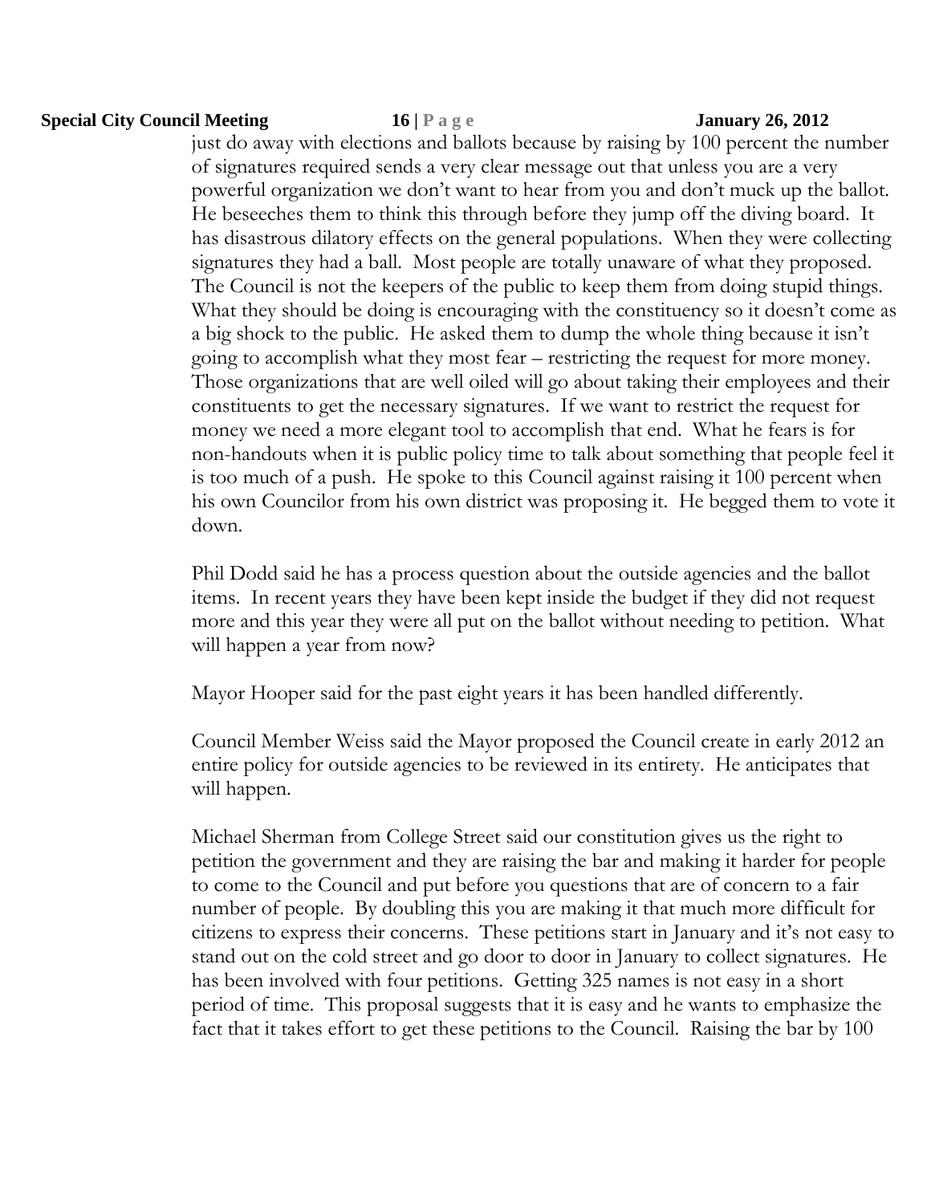just do away with elections and ballots because by raising by 100 percent the number of signatures required sends a very clear message out that unless you are a very powerful organization we don't want to hear from you and don't muck up the ballot. He beseeches them to think this through before they jump off the diving board. It has disastrous dilatory effects on the general populations. When they were collecting signatures they had a ball. Most people are totally unaware of what they proposed. The Council is not the keepers of the public to keep them from doing stupid things. What they should be doing is encouraging with the constituency so it doesn't come as a big shock to the public. He asked them to dump the whole thing because it isn't going to accomplish what they most fear – restricting the request for more money. Those organizations that are well oiled will go about taking their employees and their constituents to get the necessary signatures. If we want to restrict the request for money we need a more elegant tool to accomplish that end. What he fears is for non-handouts when it is public policy time to talk about something that people feel it is too much of a push. He spoke to this Council against raising it 100 percent when his own Councilor from his own district was proposing it. He begged them to vote it down.

Phil Dodd said he has a process question about the outside agencies and the ballot items. In recent years they have been kept inside the budget if they did not request more and this year they were all put on the ballot without needing to petition. What will happen a year from now?

Mayor Hooper said for the past eight years it has been handled differently.

Council Member Weiss said the Mayor proposed the Council create in early 2012 an entire policy for outside agencies to be reviewed in its entirety. He anticipates that will happen.

Michael Sherman from College Street said our constitution gives us the right to petition the government and they are raising the bar and making it harder for people to come to the Council and put before you questions that are of concern to a fair number of people. By doubling this you are making it that much more difficult for citizens to express their concerns. These petitions start in January and it's not easy to stand out on the cold street and go door to door in January to collect signatures. He has been involved with four petitions. Getting 325 names is not easy in a short period of time. This proposal suggests that it is easy and he wants to emphasize the fact that it takes effort to get these petitions to the Council. Raising the bar by 100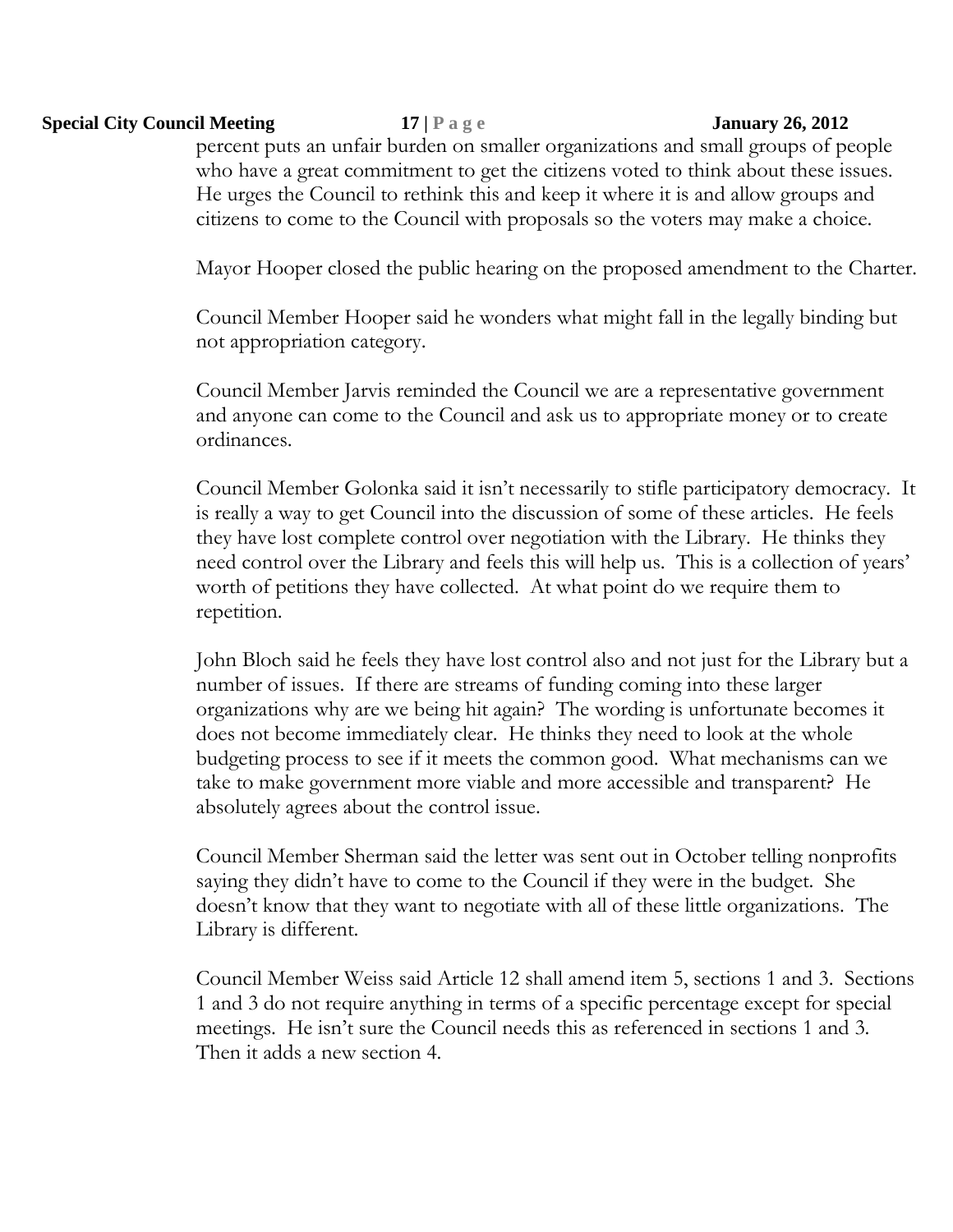percent puts an unfair burden on smaller organizations and small groups of people who have a great commitment to get the citizens voted to think about these issues. He urges the Council to rethink this and keep it where it is and allow groups and citizens to come to the Council with proposals so the voters may make a choice.

Mayor Hooper closed the public hearing on the proposed amendment to the Charter.

Council Member Hooper said he wonders what might fall in the legally binding but not appropriation category.

Council Member Jarvis reminded the Council we are a representative government and anyone can come to the Council and ask us to appropriate money or to create ordinances.

Council Member Golonka said it isn't necessarily to stifle participatory democracy. It is really a way to get Council into the discussion of some of these articles. He feels they have lost complete control over negotiation with the Library. He thinks they need control over the Library and feels this will help us. This is a collection of years' worth of petitions they have collected. At what point do we require them to repetition.

John Bloch said he feels they have lost control also and not just for the Library but a number of issues. If there are streams of funding coming into these larger organizations why are we being hit again? The wording is unfortunate becomes it does not become immediately clear. He thinks they need to look at the whole budgeting process to see if it meets the common good. What mechanisms can we take to make government more viable and more accessible and transparent? He absolutely agrees about the control issue.

Council Member Sherman said the letter was sent out in October telling nonprofits saying they didn't have to come to the Council if they were in the budget. She doesn't know that they want to negotiate with all of these little organizations. The Library is different.

Council Member Weiss said Article 12 shall amend item 5, sections 1 and 3. Sections 1 and 3 do not require anything in terms of a specific percentage except for special meetings. He isn't sure the Council needs this as referenced in sections 1 and 3. Then it adds a new section 4.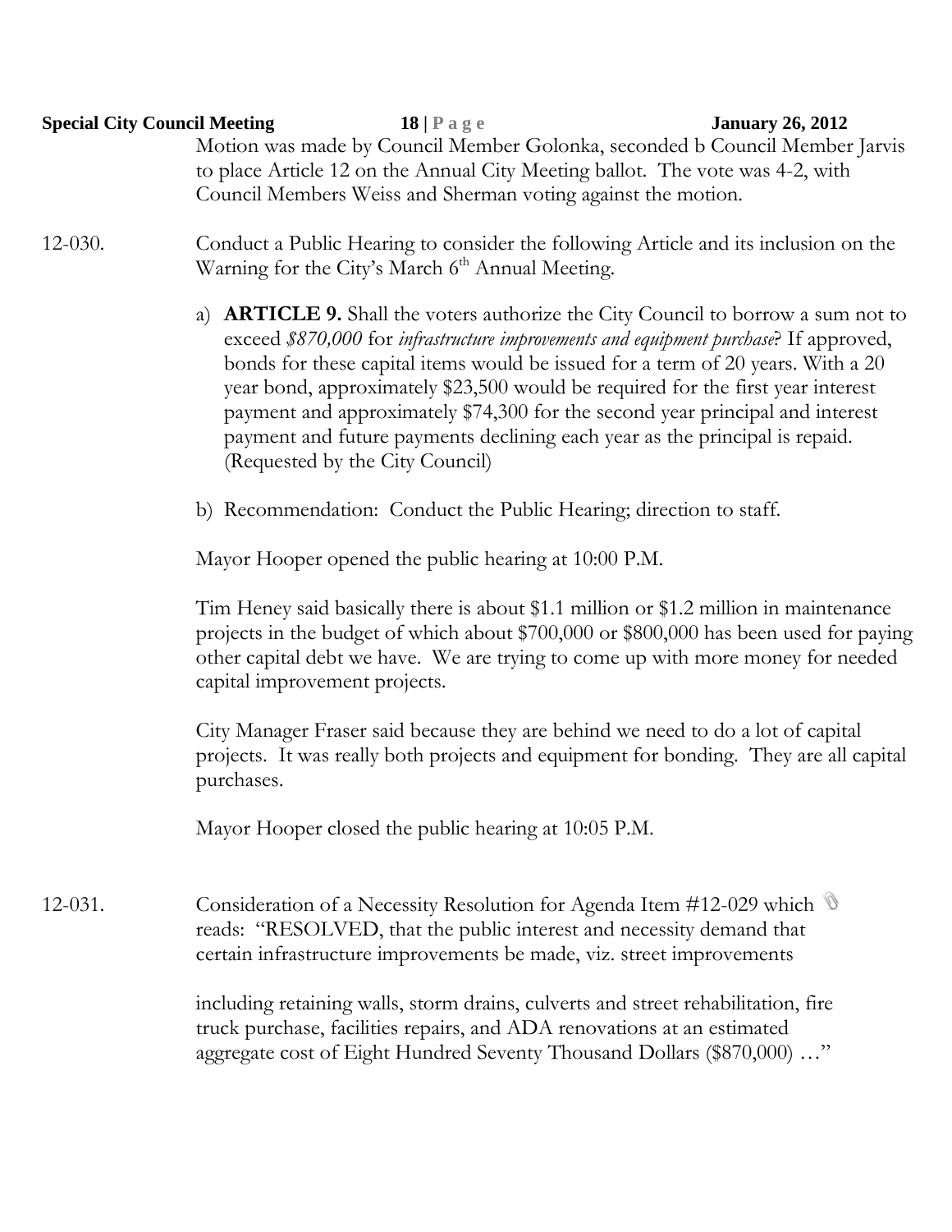Motion was made by Council Member Golonka, seconded b Council Member Jarvis to place Article 12 on the Annual City Meeting ballot. The vote was 4-2, with Council Members Weiss and Sherman voting against the motion.

12-030. Conduct a Public Hearing to consider the following Article and its inclusion on the Warning for the City's March 6th Annual Meeting.

a) **ARTICLE 9.** Shall the voters authorize the City Council to borrow a sum not to exceed *$870,000* for *infrastructure improvements and equipment purchase*? If approved, bonds for these capital items would be issued for a term of 20 years. With a 20 year bond, approximately $23,500 would be required for the first year interest payment and approximately $74,300 for the second year principal and interest payment and future payments declining each year as the principal is repaid. (Requested by the City Council)

b) Recommendation: Conduct the Public Hearing; direction to staff.

Mayor Hooper opened the public hearing at 10:00 P.M.

Tim Heney said basically there is about $1.1 million or $1.2 million in maintenance projects in the budget of which about $700,000 or $800,000 has been used for paying other capital debt we have. We are trying to come up with more money for needed capital improvement projects.

City Manager Fraser said because they are behind we need to do a lot of capital projects. It was really both projects and equipment for bonding. They are all capital purchases.

Mayor Hooper closed the public hearing at 10:05 P.M.

12-031. Consideration of a Necessity Resolution for Agenda Item #12-029 which reads: "RESOLVED, that the public interest and necessity demand that certain infrastructure improvements be made, viz. street improvements

including retaining walls, storm drains, culverts and street rehabilitation, fire truck purchase, facilities repairs, and ADA renovations at an estimated aggregate cost of Eight Hundred Seventy Thousand Dollars ($870,000) …"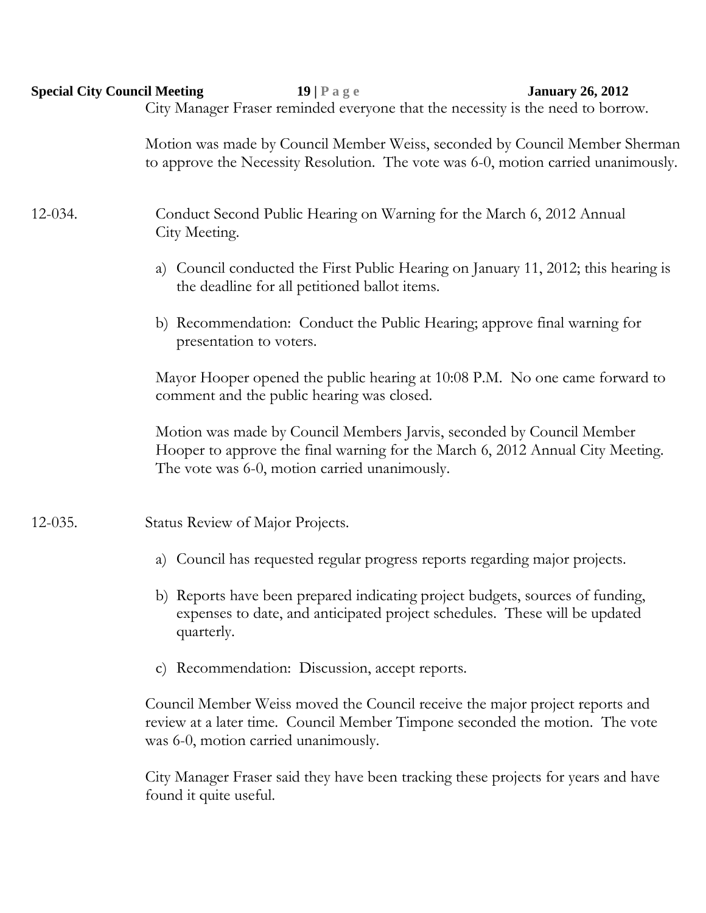City Manager Fraser reminded everyone that the necessity is the need to borrow.

Motion was made by Council Member Weiss, seconded by Council Member Sherman to approve the Necessity Resolution. The vote was 6-0, motion carried unanimously.

12-034. Conduct Second Public Hearing on Warning for the March 6, 2012 Annual City Meeting.

a) Council conducted the First Public Hearing on January 11, 2012; this hearing is the deadline for all petitioned ballot items.

b) Recommendation: Conduct the Public Hearing; approve final warning for presentation to voters.

Mayor Hooper opened the public hearing at 10:08 P.M. No one came forward to comment and the public hearing was closed.

Motion was made by Council Members Jarvis, seconded by Council Member Hooper to approve the final warning for the March 6, 2012 Annual City Meeting. The vote was 6-0, motion carried unanimously.

12-035. Status Review of Major Projects.

a) Council has requested regular progress reports regarding major projects.

b) Reports have been prepared indicating project budgets, sources of funding, expenses to date, and anticipated project schedules. These will be updated quarterly.

c) Recommendation: Discussion, accept reports.

Council Member Weiss moved the Council receive the major project reports and review at a later time. Council Member Timpone seconded the motion. The vote was 6-0, motion carried unanimously.

City Manager Fraser said they have been tracking these projects for years and have found it quite useful.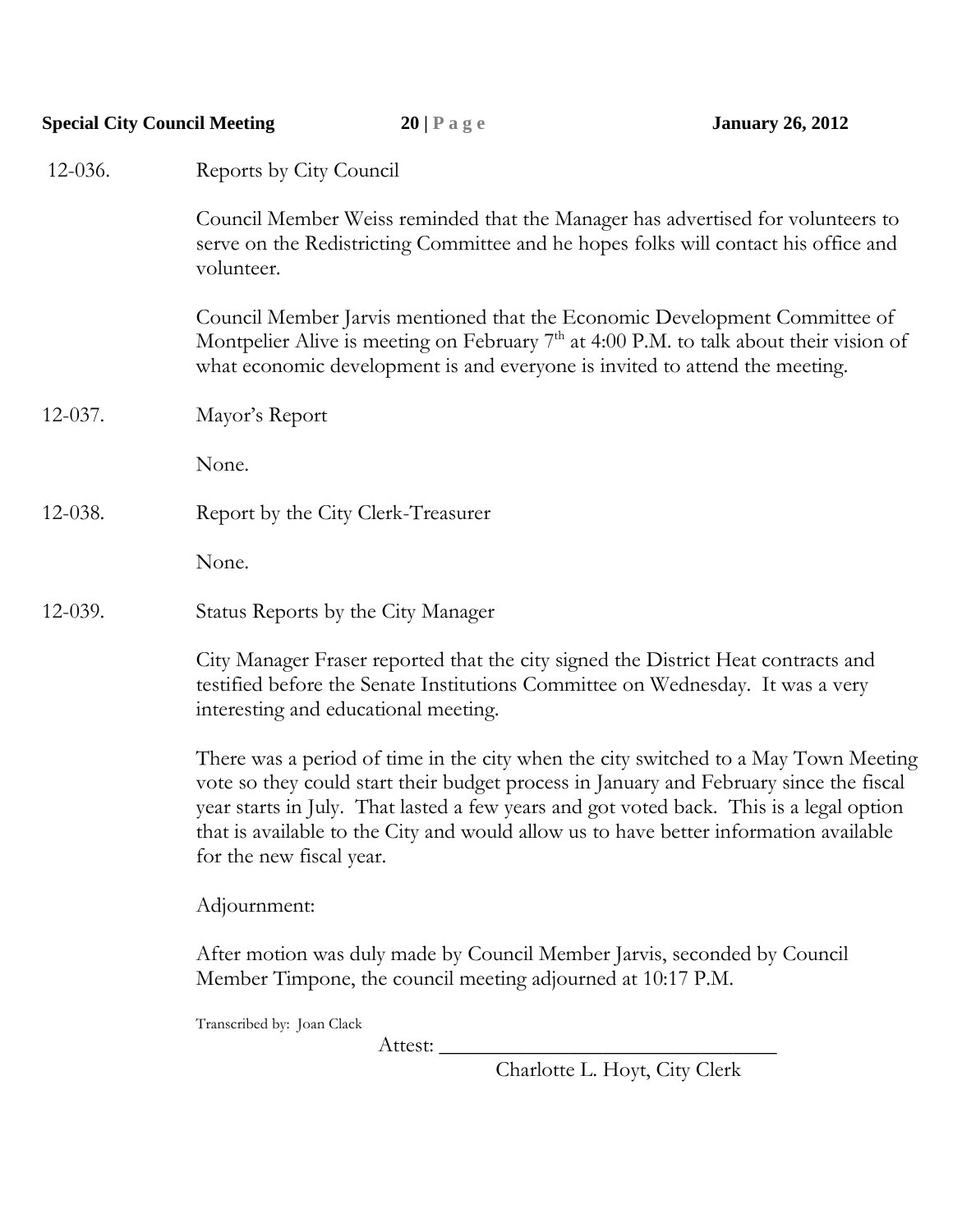12-036. Reports by City Council

Council Member Weiss reminded that the Manager has advertised for volunteers to serve on the Redistricting Committee and he hopes folks will contact his office and volunteer.

Council Member Jarvis mentioned that the Economic Development Committee of Montpelier Alive is meeting on February 7th at 4:00 P.M. to talk about their vision of what economic development is and everyone is invited to attend the meeting.

12-037. Mayor's Report

None.

12-038. Report by the City Clerk-Treasurer

None.

12-039. Status Reports by the City Manager

City Manager Fraser reported that the city signed the District Heat contracts and testified before the Senate Institutions Committee on Wednesday. It was a very interesting and educational meeting.

There was a period of time in the city when the city switched to a May Town Meeting vote so they could start their budget process in January and February since the fiscal year starts in July. That lasted a few years and got voted back. This is a legal option that is available to the City and would allow us to have better information available for the new fiscal year.

Adjournment:

After motion was duly made by Council Member Jarvis, seconded by Council Member Timpone, the council meeting adjourned at 10:17 P.M.

Transcribed by: Joan Clack

Attest: _______________________________

Charlotte L. Hoyt, City Clerk